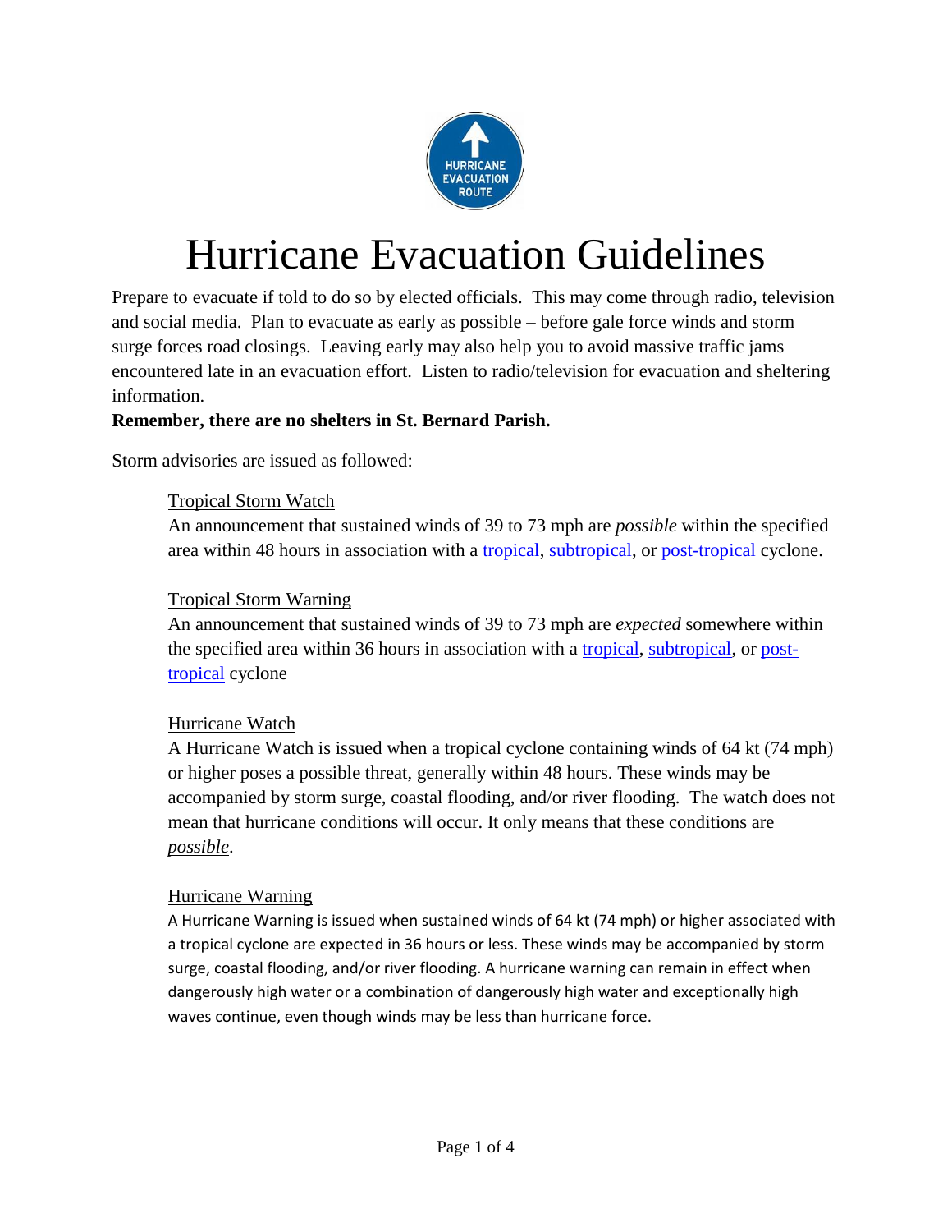# Hurricane Evacuation Guidelines

Prepare to evacuate if told to do so by elected officials. This may come through radio, television and social media. Plan to evacuate as early as possible – before gale force winds and storm surge forces road closings. Leaving early may also help you to avoid massive traffic jams encountered late in an evacuation effort. Listen to radio/television for evacuation and sheltering information.

**Remember, there are no shelters in St. Bernard Parish.**

Storm advisories are issued as followed:

Tropical Storm Watch
An announcement that sustained winds of 39 to 73 mph are *possible* within the specified area within 48 hours in association with a tropical, subtropical, or post-tropical cyclone.

Tropical Storm Warning
An announcement that sustained winds of 39 to 73 mph are *expected* somewhere within the specified area within 36 hours in association with a tropical, subtropical, or post-tropical cyclone

Hurricane Watch
A Hurricane Watch is issued when a tropical cyclone containing winds of 64 kt (74 mph) or higher poses a possible threat, generally within 48 hours. These winds may be accompanied by storm surge, coastal flooding, and/or river flooding. The watch does not mean that hurricane conditions will occur. It only means that these conditions are *possible*.

Hurricane Warning
A Hurricane Warning is issued when sustained winds of 64 kt (74 mph) or higher associated with a tropical cyclone are expected in 36 hours or less. These winds may be accompanied by storm surge, coastal flooding, and/or river flooding. A hurricane warning can remain in effect when dangerously high water or a combination of dangerously high water and exceptionally high waves continue, even though winds may be less than hurricane force.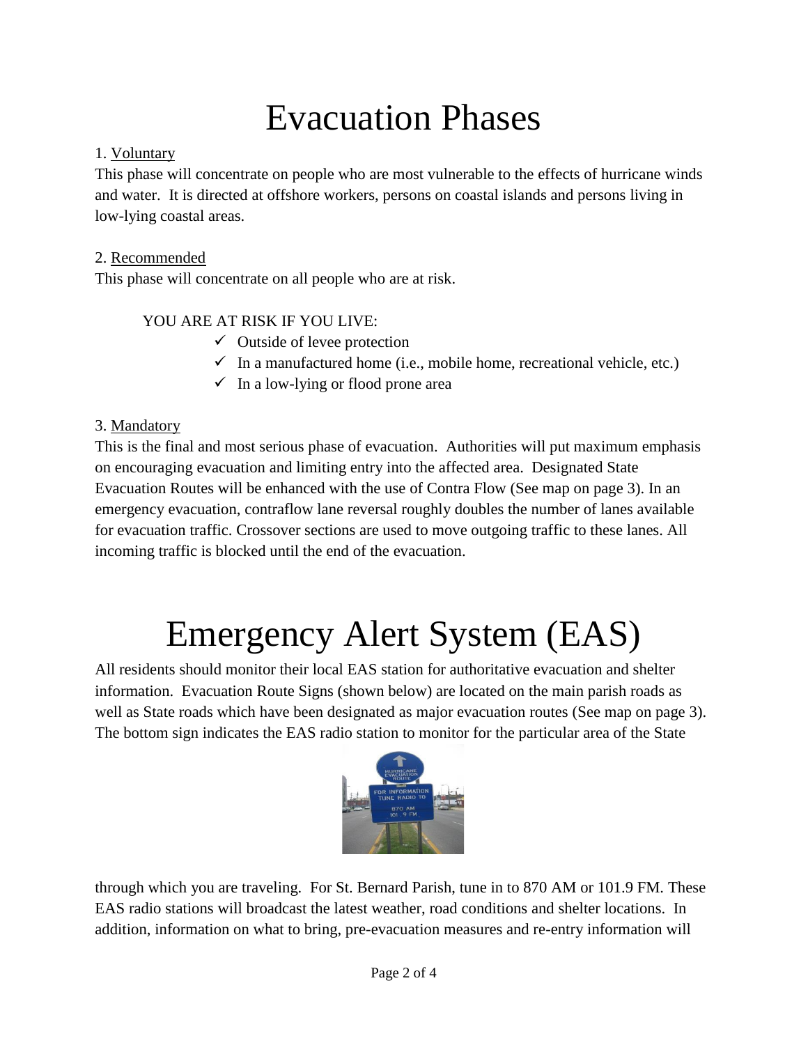# Evacuation Phases

1. <u>Voluntary</u>

This phase will concentrate on people who are most vulnerable to the effects of hurricane winds and water. It is directed at offshore workers, persons on coastal islands and persons living in low-lying coastal areas.

2. <u>Recommended</u>

This phase will concentrate on all people who are at risk.

YOU ARE AT RISK IF YOU LIVE:

- ✓ Outside of levee protection
- ✓ In a manufactured home (i.e., mobile home, recreational vehicle, etc.)
- ✓ In a low-lying or flood prone area

3. <u>Mandatory</u>

This is the final and most serious phase of evacuation. Authorities will put maximum emphasis on encouraging evacuation and limiting entry into the affected area. Designated State Evacuation Routes will be enhanced with the use of Contra Flow (See map on page 3). In an emergency evacuation, contraflow lane reversal roughly doubles the number of lanes available for evacuation traffic. Crossover sections are used to move outgoing traffic to these lanes. All incoming traffic is blocked until the end of the evacuation.

# Emergency Alert System (EAS)

All residents should monitor their local EAS station for authoritative evacuation and shelter information. Evacuation Route Signs (shown below) are located on the main parish roads as well as State roads which have been designated as major evacuation routes (See map on page 3). The bottom sign indicates the EAS radio station to monitor for the particular area of the State through which you are traveling. For St. Bernard Parish, tune in to 870 AM or 101.9 FM. These EAS radio stations will broadcast the latest weather, road conditions and shelter locations. In addition, information on what to bring, pre-evacuation measures and re-entry information will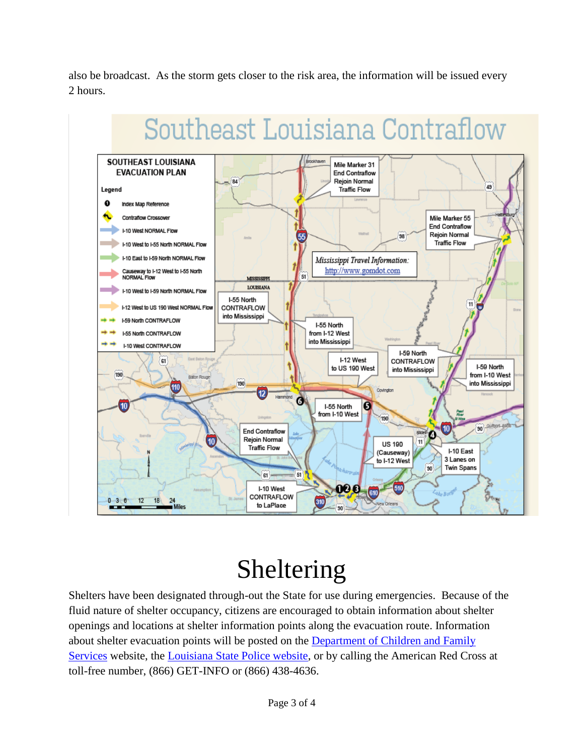also be broadcast. As the storm gets closer to the risk area, the information will be issued every 2 hours.

# Sheltering

Shelters have been designated through-out the State for use during emergencies. Because of the fluid nature of shelter occupancy, citizens are encouraged to obtain information about shelter openings and locations at shelter information points along the evacuation route. Information about shelter evacuation points will be posted on the Department of Children and Family Services website, the Louisiana State Police website, or by calling the American Red Cross at toll-free number, (866) GET-INFO or (866) 438-4636.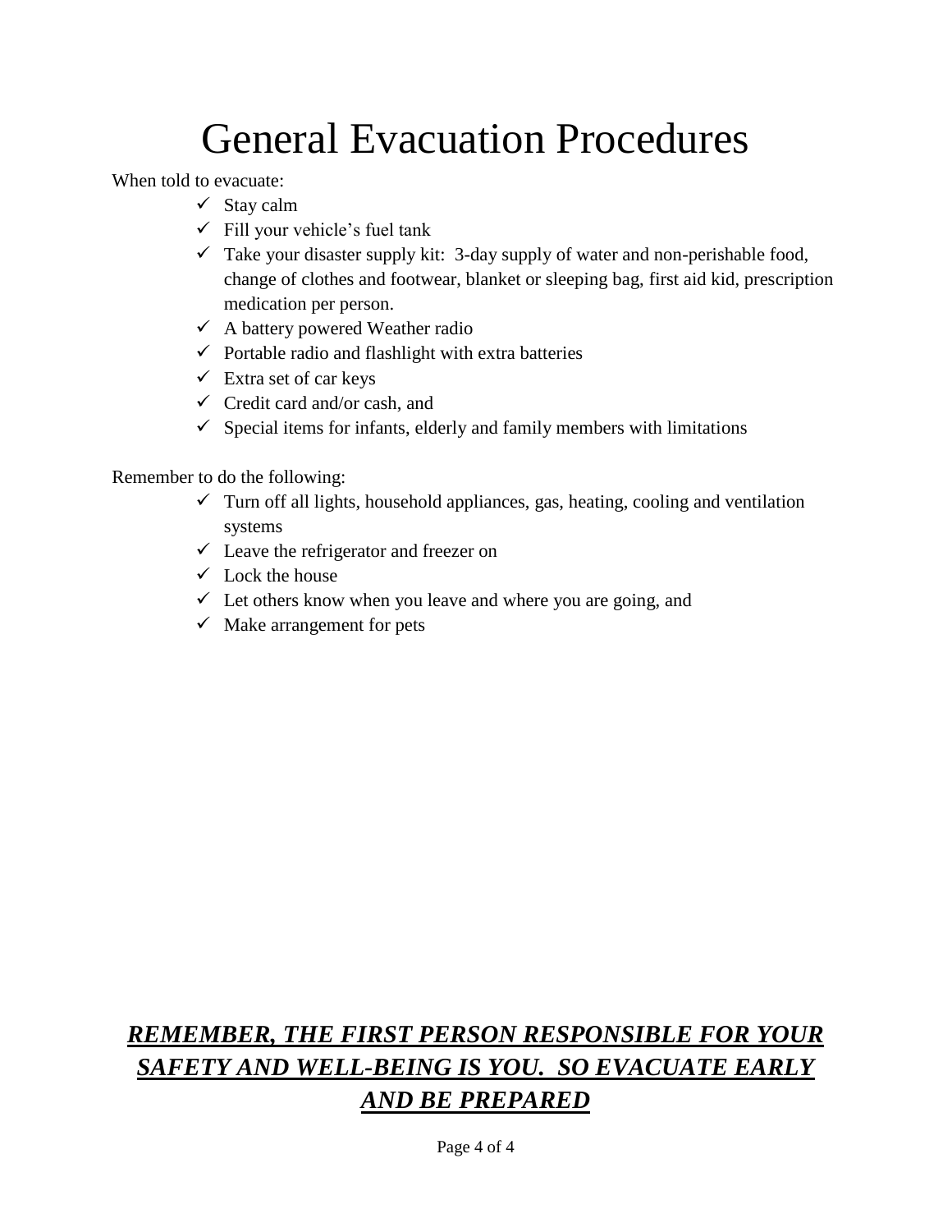# General Evacuation Procedures

When told to evacuate:

- ✓ Stay calm
- ✓ Fill your vehicle's fuel tank
- ✓ Take your disaster supply kit: 3-day supply of water and non-perishable food, change of clothes and footwear, blanket or sleeping bag, first aid kid, prescription medication per person.
- ✓ A battery powered Weather radio
- ✓ Portable radio and flashlight with extra batteries
- ✓ Extra set of car keys
- ✓ Credit card and/or cash, and
- ✓ Special items for infants, elderly and family members with limitations

Remember to do the following:

- ✓ Turn off all lights, household appliances, gas, heating, cooling and ventilation systems
- ✓ Leave the refrigerator and freezer on
- ✓ Lock the house
- ✓ Let others know when you leave and where you are going, and
- ✓ Make arrangement for pets

***REMEMBER, THE FIRST PERSON RESPONSIBLE FOR YOUR SAFETY AND WELL-BEING IS YOU. SO EVACUATE EARLY AND BE PREPARED***